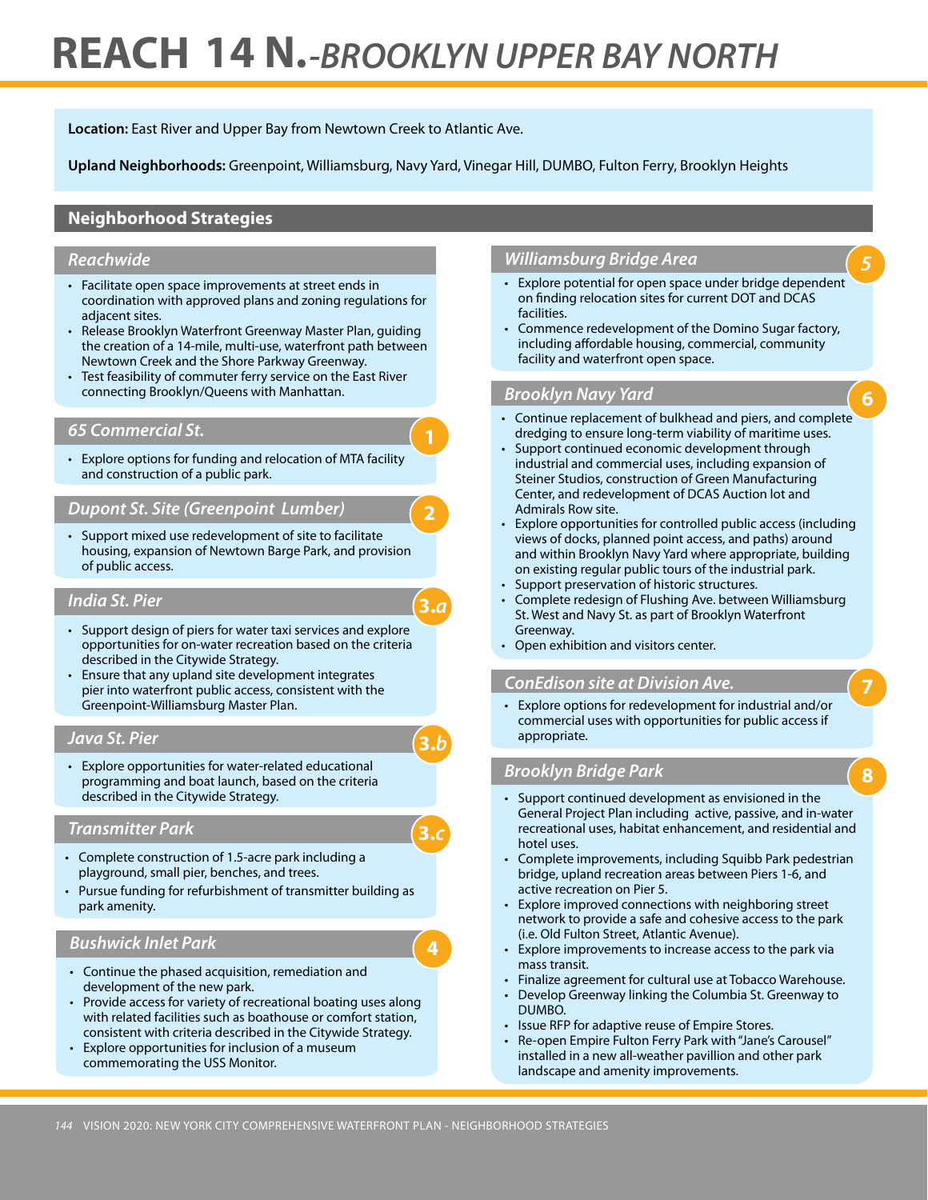# REACH 14 N.-*BROOKLYN UPPER BAY NORTH*

**Location:** East River and Upper Bay from Newtown Creek to Atlantic Ave.

**Upland Neighborhoods:** Greenpoint, Williamsburg, Navy Yard, Vinegar Hill, DUMBO, Fulton Ferry, Brooklyn Heights

## Neighborhood Strategies

### *Reachwide*

- Facilitate open space improvements at street ends in coordination with approved plans and zoning regulations for adjacent sites.
- Release Brooklyn Waterfront Greenway Master Plan, guiding the creation of a 14-mile, multi-use, waterfront path between Newtown Creek and the Shore Parkway Greenway.
- Test feasibility of commuter ferry service on the East River connecting Brooklyn/Queens with Manhattan.

### *65 Commercial St.* (1)

- Explore options for funding and relocation of MTA facility and construction of a public park.

### *Dupont St. Site (Greenpoint Lumber)* (2)

- Support mixed use redevelopment of site to facilitate housing, expansion of Newtown Barge Park, and provision of public access.

### *India St. Pier* (3.a)

- Support design of piers for water taxi services and explore opportunities for on-water recreation based on the criteria described in the Citywide Strategy.
- Ensure that any upland site development integrates pier into waterfront public access, consistent with the Greenpoint-Williamsburg Master Plan.

### *Java St. Pier* (3.b)

- Explore opportunities for water-related educational programming and boat launch, based on the criteria described in the Citywide Strategy.

### *Transmitter Park* (3.c)

- Complete construction of 1.5-acre park including a playground, small pier, benches, and trees.
- Pursue funding for refurbishment of transmitter building as park amenity.

### *Bushwick Inlet Park* (4)

- Continue the phased acquisition, remediation and development of the new park.
- Provide access for variety of recreational boating uses along with related facilities such as boathouse or comfort station, consistent with criteria described in the Citywide Strategy.
- Explore opportunities for inclusion of a museum commemorating the USS Monitor.

### *Williamsburg Bridge Area* (5)

- Explore potential for open space under bridge dependent on finding relocation sites for current DOT and DCAS facilities.
- Commence redevelopment of the Domino Sugar factory, including affordable housing, commercial, community facility and waterfront open space.

### *Brooklyn Navy Yard* (6)

- Continue replacement of bulkhead and piers, and complete dredging to ensure long-term viability of maritime uses.
- Support continued economic development through industrial and commercial uses, including expansion of Steiner Studios, construction of Green Manufacturing Center, and redevelopment of DCAS Auction lot and Admirals Row site.
- Explore opportunities for controlled public access (including views of docks, planned point access, and paths) around and within Brooklyn Navy Yard where appropriate, building on existing regular public tours of the industrial park.
- Support preservation of historic structures.
- Complete redesign of Flushing Ave. between Williamsburg St. West and Navy St. as part of Brooklyn Waterfront Greenway.
- Open exhibition and visitors center.

### *ConEdison site at Division Ave.* (7)

- Explore options for redevelopment for industrial and/or commercial uses with opportunities for public access if appropriate.

### *Brooklyn Bridge Park* (8)

- Support continued development as envisioned in the General Project Plan including active, passive, and in-water recreational uses, habitat enhancement, and residential and hotel uses.
- Complete improvements, including Squibb Park pedestrian bridge, upland recreation areas between Piers 1-6, and active recreation on Pier 5.
- Explore improved connections with neighboring street network to provide a safe and cohesive access to the park (i.e. Old Fulton Street, Atlantic Avenue).
- Explore improvements to increase access to the park via mass transit.
- Finalize agreement for cultural use at Tobacco Warehouse.
- Develop Greenway linking the Columbia St. Greenway to DUMBO.
- Issue RFP for adaptive reuse of Empire Stores.
- Re-open Empire Fulton Ferry Park with "Jane's Carousel" installed in a new all-weather pavillion and other park landscape and amenity improvements.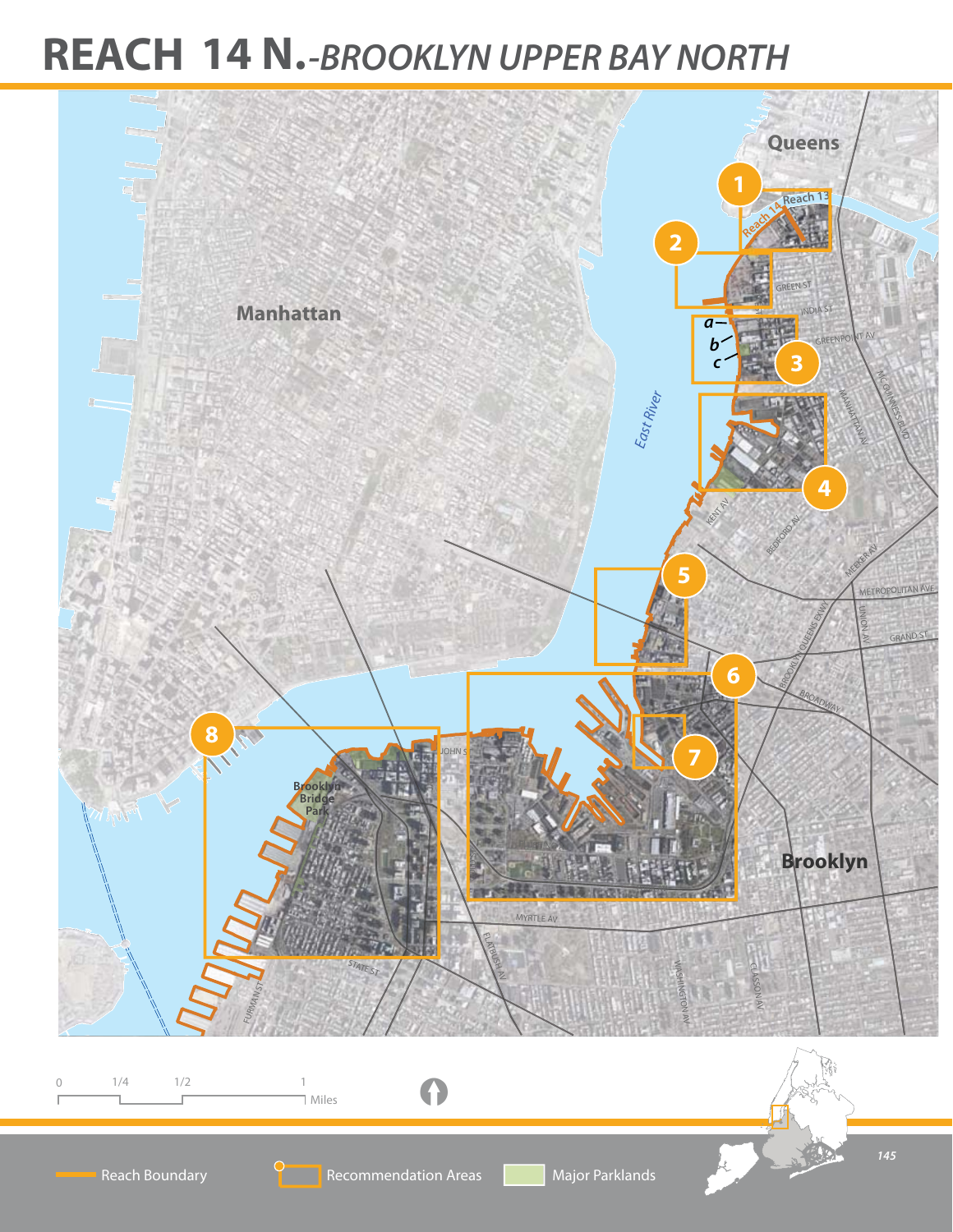# REACH 14 N.-*BROOKLYN UPPER BAY NORTH*

Queens

Manhattan

Brooklyn

East River

Reach 13

Reach 14

1

2

3

4

5

6

7

8

a

b

c

GREEN ST

INDIA ST

GREENPOINT AV

MANHATTAN AV

MC GUINNESS BLVD

KENT AV

BEDFORD AV

MEEKER AV

METROPOLITAN AVE

UNION AV

GRAND ST

BROOKLYN QUEENS EXWY

BROADWAY

JOHN ST

Brooklyn Bridge Park

MYRTLE AV

FLATBUSH AV

WASHINGTON AV

CLASSON AV

STATE ST

FURMAN ST

0 1/4 1/2 1 Miles

Reach Boundary

Recommendation Areas

Major Parklands